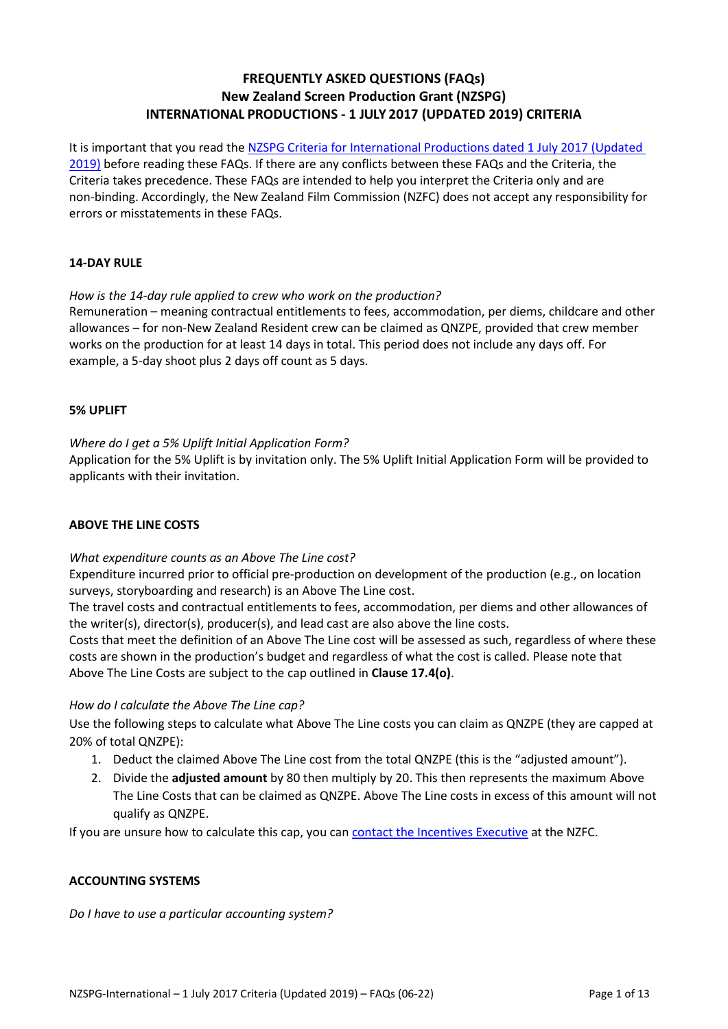# FREQUENTLY ASKED QUESTIONS (FAQs)
# New Zealand Screen Production Grant (NZSPG)
# INTERNATIONAL PRODUCTIONS - 1 JULY 2017 (UPDATED 2019) CRITERIA

It is important that you read the [NZSPG Criteria for International Productions dated 1 July 2017 (Updated 2019)]() before reading these FAQs. If there are any conflicts between these FAQs and the Criteria, the Criteria takes precedence. These FAQs are intended to help you interpret the Criteria only and are non-binding. Accordingly, the New Zealand Film Commission (NZFC) does not accept any responsibility for errors or misstatements in these FAQs.

## 14-DAY RULE

*How is the 14-day rule applied to crew who work on the production?*

Remuneration – meaning contractual entitlements to fees, accommodation, per diems, childcare and other allowances – for non-New Zealand Resident crew can be claimed as QNZPE, provided that crew member works on the production for at least 14 days in total. This period does not include any days off. For example, a 5-day shoot plus 2 days off count as 5 days.

## 5% UPLIFT

*Where do I get a 5% Uplift Initial Application Form?*

Application for the 5% Uplift is by invitation only. The 5% Uplift Initial Application Form will be provided to applicants with their invitation.

## ABOVE THE LINE COSTS

*What expenditure counts as an Above The Line cost?*

Expenditure incurred prior to official pre-production on development of the production (e.g., on location surveys, storyboarding and research) is an Above The Line cost.

The travel costs and contractual entitlements to fees, accommodation, per diems and other allowances of the writer(s), director(s), producer(s), and lead cast are also above the line costs.

Costs that meet the definition of an Above The Line cost will be assessed as such, regardless of where these costs are shown in the production's budget and regardless of what the cost is called. Please note that Above The Line Costs are subject to the cap outlined in **Clause 17.4(o)**.

*How do I calculate the Above The Line cap?*

Use the following steps to calculate what Above The Line costs you can claim as QNZPE (they are capped at 20% of total QNZPE):

1. Deduct the claimed Above The Line cost from the total QNZPE (this is the "adjusted amount").
2. Divide the **adjusted amount** by 80 then multiply by 20. This then represents the maximum Above The Line Costs that can be claimed as QNZPE. Above The Line costs in excess of this amount will not qualify as QNZPE.

If you are unsure how to calculate this cap, you can [contact the Incentives Executive]() at the NZFC.

## ACCOUNTING SYSTEMS

*Do I have to use a particular accounting system?*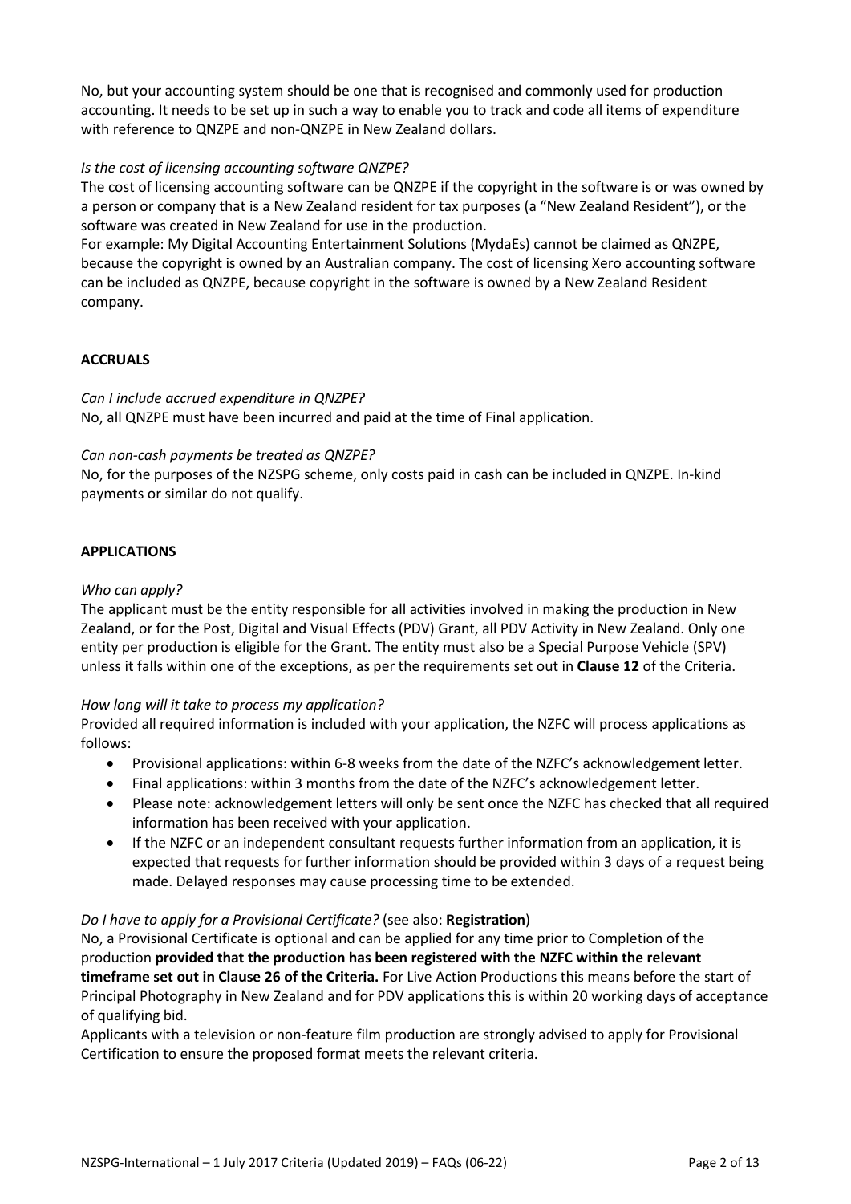No, but your accounting system should be one that is recognised and commonly used for production accounting. It needs to be set up in such a way to enable you to track and code all items of expenditure with reference to QNZPE and non-QNZPE in New Zealand dollars.

*Is the cost of licensing accounting software QNZPE?*

The cost of licensing accounting software can be QNZPE if the copyright in the software is or was owned by a person or company that is a New Zealand resident for tax purposes (a "New Zealand Resident"), or the software was created in New Zealand for use in the production.

For example: My Digital Accounting Entertainment Solutions (MydaEs) cannot be claimed as QNZPE, because the copyright is owned by an Australian company. The cost of licensing Xero accounting software can be included as QNZPE, because copyright in the software is owned by a New Zealand Resident company.

## ACCRUALS

*Can I include accrued expenditure in QNZPE?*

No, all QNZPE must have been incurred and paid at the time of Final application.

*Can non-cash payments be treated as QNZPE?*

No, for the purposes of the NZSPG scheme, only costs paid in cash can be included in QNZPE. In-kind payments or similar do not qualify.

## APPLICATIONS

*Who can apply?*

The applicant must be the entity responsible for all activities involved in making the production in New Zealand, or for the Post, Digital and Visual Effects (PDV) Grant, all PDV Activity in New Zealand. Only one entity per production is eligible for the Grant. The entity must also be a Special Purpose Vehicle (SPV) unless it falls within one of the exceptions, as per the requirements set out in **Clause 12** of the Criteria.

*How long will it take to process my application?*

Provided all required information is included with your application, the NZFC will process applications as follows:

- Provisional applications: within 6-8 weeks from the date of the NZFC's acknowledgement letter.
- Final applications: within 3 months from the date of the NZFC's acknowledgement letter.
- Please note: acknowledgement letters will only be sent once the NZFC has checked that all required information has been received with your application.
- If the NZFC or an independent consultant requests further information from an application, it is expected that requests for further information should be provided within 3 days of a request being made. Delayed responses may cause processing time to be extended.

*Do I have to apply for a Provisional Certificate?* (see also: **Registration**)

No, a Provisional Certificate is optional and can be applied for any time prior to Completion of the production **provided that the production has been registered with the NZFC within the relevant timeframe set out in Clause 26 of the Criteria.** For Live Action Productions this means before the start of Principal Photography in New Zealand and for PDV applications this is within 20 working days of acceptance of qualifying bid.

Applicants with a television or non-feature film production are strongly advised to apply for Provisional Certification to ensure the proposed format meets the relevant criteria.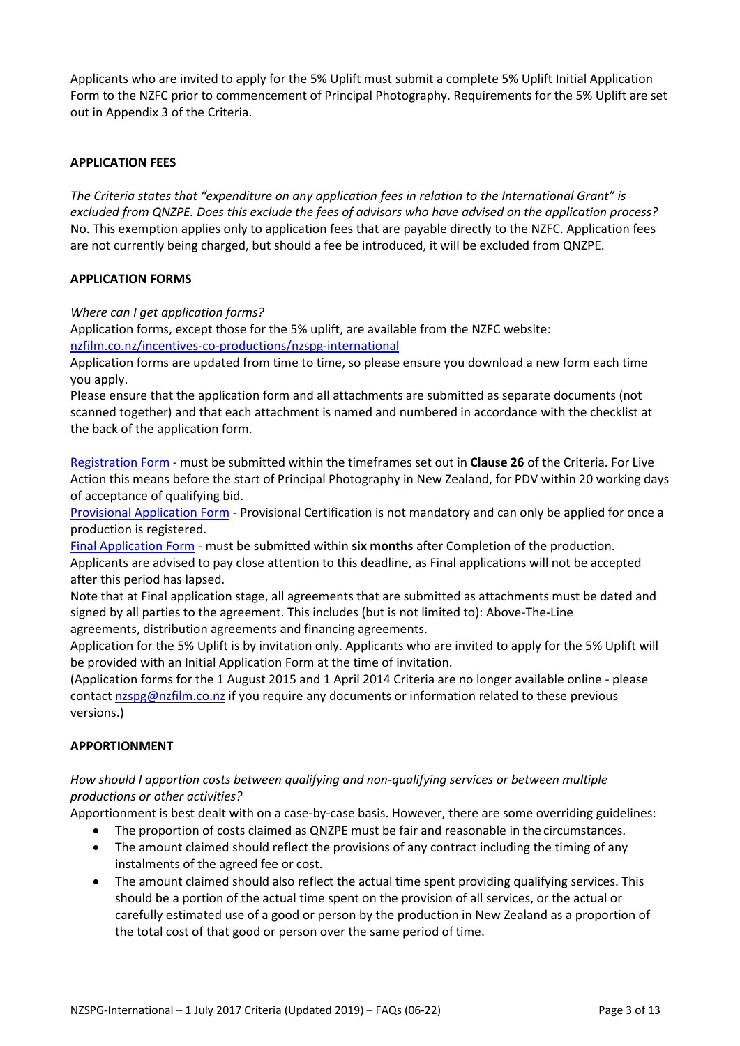Applicants who are invited to apply for the 5% Uplift must submit a complete 5% Uplift Initial Application Form to the NZFC prior to commencement of Principal Photography. Requirements for the 5% Uplift are set out in Appendix 3 of the Criteria.

## APPLICATION FEES

*The Criteria states that "expenditure on any application fees in relation to the International Grant" is excluded from QNZPE. Does this exclude the fees of advisors who have advised on the application process?*
No. This exemption applies only to application fees that are payable directly to the NZFC. Application fees are not currently being charged, but should a fee be introduced, it will be excluded from QNZPE.

## APPLICATION FORMS

*Where can I get application forms?*
Application forms, except those for the 5% uplift, are available from the NZFC website:
[nzfilm.co.nz/incentives-co-productions/nzspg-international](nzfilm.co.nz/incentives-co-productions/nzspg-international)
Application forms are updated from time to time, so please ensure you download a new form each time you apply.
Please ensure that the application form and all attachments are submitted as separate documents (not scanned together) and that each attachment is named and numbered in accordance with the checklist at the back of the application form.

Registration Form - must be submitted within the timeframes set out in **Clause 26** of the Criteria. For Live Action this means before the start of Principal Photography in New Zealand, for PDV within 20 working days of acceptance of qualifying bid.
Provisional Application Form - Provisional Certification is not mandatory and can only be applied for once a production is registered.
Final Application Form - must be submitted within **six months** after Completion of the production. Applicants are advised to pay close attention to this deadline, as Final applications will not be accepted after this period has lapsed.
Note that at Final application stage, all agreements that are submitted as attachments must be dated and signed by all parties to the agreement. This includes (but is not limited to): Above-The-Line agreements, distribution agreements and financing agreements.
Application for the 5% Uplift is by invitation only. Applicants who are invited to apply for the 5% Uplift will be provided with an Initial Application Form at the time of invitation.
(Application forms for the 1 August 2015 and 1 April 2014 Criteria are no longer available online - please contact nzspg@nzfilm.co.nz if you require any documents or information related to these previous versions.)

## APPORTIONMENT

*How should I apportion costs between qualifying and non-qualifying services or between multiple productions or other activities?*
Apportionment is best dealt with on a case-by-case basis. However, there are some overriding guidelines:

- The proportion of costs claimed as QNZPE must be fair and reasonable in the circumstances.
- The amount claimed should reflect the provisions of any contract including the timing of any instalments of the agreed fee or cost.
- The amount claimed should also reflect the actual time spent providing qualifying services. This should be a portion of the actual time spent on the provision of all services, or the actual or carefully estimated use of a good or person by the production in New Zealand as a proportion of the total cost of that good or person over the same period of time.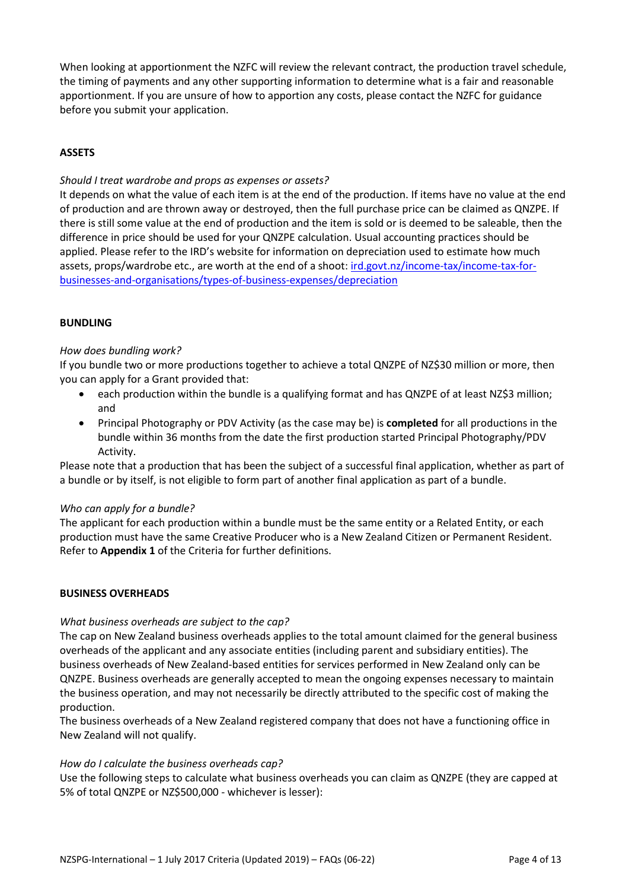When looking at apportionment the NZFC will review the relevant contract, the production travel schedule, the timing of payments and any other supporting information to determine what is a fair and reasonable apportionment. If you are unsure of how to apportion any costs, please contact the NZFC for guidance before you submit your application.

## ASSETS

*Should I treat wardrobe and props as expenses or assets?*

It depends on what the value of each item is at the end of the production. If items have no value at the end of production and are thrown away or destroyed, then the full purchase price can be claimed as QNZPE. If there is still some value at the end of production and the item is sold or is deemed to be saleable, then the difference in price should be used for your QNZPE calculation. Usual accounting practices should be applied. Please refer to the IRD's website for information on depreciation used to estimate how much assets, props/wardrobe etc., are worth at the end of a shoot: [ird.govt.nz/income-tax/income-tax-for-businesses-and-organisations/types-of-business-expenses/depreciation](ird.govt.nz/income-tax/income-tax-for-businesses-and-organisations/types-of-business-expenses/depreciation)

## BUNDLING

*How does bundling work?*

If you bundle two or more productions together to achieve a total QNZPE of NZ$30 million or more, then you can apply for a Grant provided that:

- each production within the bundle is a qualifying format and has QNZPE of at least NZ$3 million; and
- Principal Photography or PDV Activity (as the case may be) is **completed** for all productions in the bundle within 36 months from the date the first production started Principal Photography/PDV Activity.

Please note that a production that has been the subject of a successful final application, whether as part of a bundle or by itself, is not eligible to form part of another final application as part of a bundle.

*Who can apply for a bundle?*

The applicant for each production within a bundle must be the same entity or a Related Entity, or each production must have the same Creative Producer who is a New Zealand Citizen or Permanent Resident. Refer to **Appendix 1** of the Criteria for further definitions.

## BUSINESS OVERHEADS

*What business overheads are subject to the cap?*

The cap on New Zealand business overheads applies to the total amount claimed for the general business overheads of the applicant and any associate entities (including parent and subsidiary entities). The business overheads of New Zealand-based entities for services performed in New Zealand only can be QNZPE. Business overheads are generally accepted to mean the ongoing expenses necessary to maintain the business operation, and may not necessarily be directly attributed to the specific cost of making the production.

The business overheads of a New Zealand registered company that does not have a functioning office in New Zealand will not qualify.

*How do I calculate the business overheads cap?*

Use the following steps to calculate what business overheads you can claim as QNZPE (they are capped at 5% of total QNZPE or NZ$500,000 - whichever is lesser):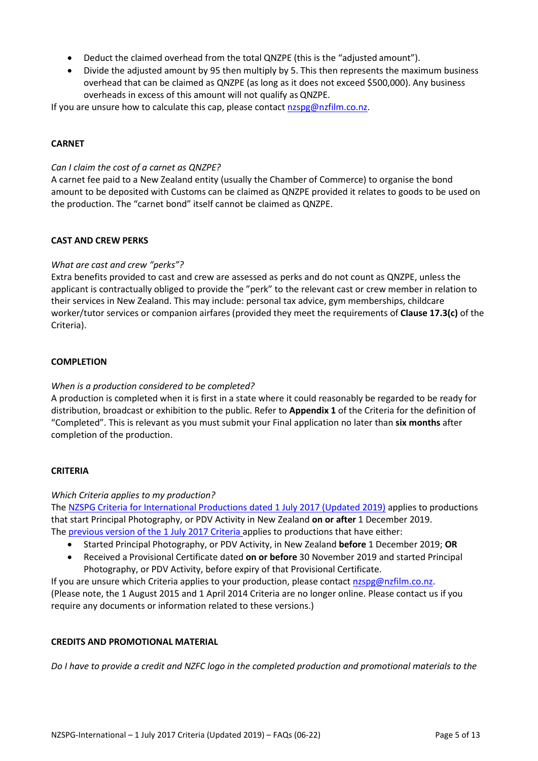- Deduct the claimed overhead from the total QNZPE (this is the "adjusted amount").
- Divide the adjusted amount by 95 then multiply by 5. This then represents the maximum business overhead that can be claimed as QNZPE (as long as it does not exceed $500,000). Any business overheads in excess of this amount will not qualify as QNZPE.

If you are unsure how to calculate this cap, please contact nzspg@nzfilm.co.nz.

**CARNET**

*Can I claim the cost of a carnet as QNZPE?*

A carnet fee paid to a New Zealand entity (usually the Chamber of Commerce) to organise the bond amount to be deposited with Customs can be claimed as QNZPE provided it relates to goods to be used on the production. The "carnet bond" itself cannot be claimed as QNZPE.

**CAST AND CREW PERKS**

*What are cast and crew "perks"?*

Extra benefits provided to cast and crew are assessed as perks and do not count as QNZPE, unless the applicant is contractually obliged to provide the "perk" to the relevant cast or crew member in relation to their services in New Zealand. This may include: personal tax advice, gym memberships, childcare worker/tutor services or companion airfares (provided they meet the requirements of **Clause 17.3(c)** of the Criteria).

**COMPLETION**

*When is a production considered to be completed?*

A production is completed when it is first in a state where it could reasonably be regarded to be ready for distribution, broadcast or exhibition to the public. Refer to **Appendix 1** of the Criteria for the definition of "Completed". This is relevant as you must submit your Final application no later than **six months** after completion of the production.

**CRITERIA**

*Which Criteria applies to my production?*

The NZSPG Criteria for International Productions dated 1 July 2017 (Updated 2019) applies to productions that start Principal Photography, or PDV Activity in New Zealand **on or after** 1 December 2019.

The previous version of the 1 July 2017 Criteria applies to productions that have either:

- Started Principal Photography, or PDV Activity, in New Zealand **before** 1 December 2019; **OR**
- Received a Provisional Certificate dated **on or before** 30 November 2019 and started Principal Photography, or PDV Activity, before expiry of that Provisional Certificate.

If you are unsure which Criteria applies to your production, please contact nzspg@nzfilm.co.nz.

(Please note, the 1 August 2015 and 1 April 2014 Criteria are no longer online. Please contact us if you require any documents or information related to these versions.)

**CREDITS AND PROMOTIONAL MATERIAL**

*Do I have to provide a credit and NZFC logo in the completed production and promotional materials to the*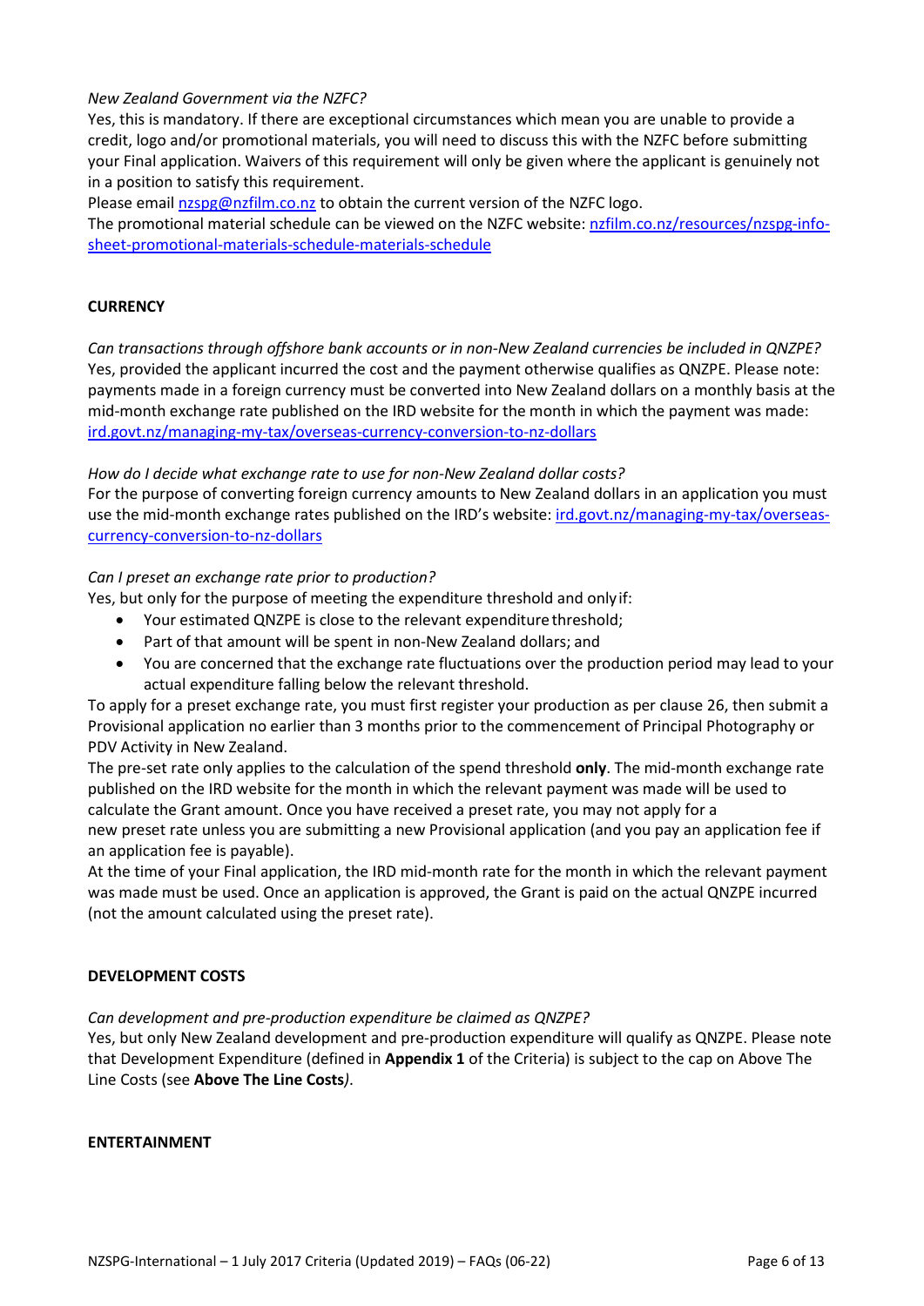*New Zealand Government via the NZFC?*

Yes, this is mandatory. If there are exceptional circumstances which mean you are unable to provide a credit, logo and/or promotional materials, you will need to discuss this with the NZFC before submitting your Final application. Waivers of this requirement will only be given where the applicant is genuinely not in a position to satisfy this requirement.

Please email nzspg@nzfilm.co.nz to obtain the current version of the NZFC logo.

The promotional material schedule can be viewed on the NZFC website: nzfilm.co.nz/resources/nzspg-info-sheet-promotional-materials-schedule-materials-schedule

**CURRENCY**

*Can transactions through offshore bank accounts or in non-New Zealand currencies be included in QNZPE?*

Yes, provided the applicant incurred the cost and the payment otherwise qualifies as QNZPE. Please note: payments made in a foreign currency must be converted into New Zealand dollars on a monthly basis at the mid-month exchange rate published on the IRD website for the month in which the payment was made: ird.govt.nz/managing-my-tax/overseas-currency-conversion-to-nz-dollars

*How do I decide what exchange rate to use for non-New Zealand dollar costs?*

For the purpose of converting foreign currency amounts to New Zealand dollars in an application you must use the mid-month exchange rates published on the IRD's website: ird.govt.nz/managing-my-tax/overseas-currency-conversion-to-nz-dollars

*Can I preset an exchange rate prior to production?*

Yes, but only for the purpose of meeting the expenditure threshold and only if:

- Your estimated QNZPE is close to the relevant expenditure threshold;
- Part of that amount will be spent in non-New Zealand dollars; and
- You are concerned that the exchange rate fluctuations over the production period may lead to your actual expenditure falling below the relevant threshold.

To apply for a preset exchange rate, you must first register your production as per clause 26, then submit a Provisional application no earlier than 3 months prior to the commencement of Principal Photography or PDV Activity in New Zealand.

The pre-set rate only applies to the calculation of the spend threshold **only**. The mid-month exchange rate published on the IRD website for the month in which the relevant payment was made will be used to calculate the Grant amount. Once you have received a preset rate, you may not apply for a new preset rate unless you are submitting a new Provisional application (and you pay an application fee if an application fee is payable).

At the time of your Final application, the IRD mid-month rate for the month in which the relevant payment was made must be used. Once an application is approved, the Grant is paid on the actual QNZPE incurred (not the amount calculated using the preset rate).

**DEVELOPMENT COSTS**

*Can development and pre-production expenditure be claimed as QNZPE?*

Yes, but only New Zealand development and pre-production expenditure will qualify as QNZPE. Please note that Development Expenditure (defined in **Appendix 1** of the Criteria) is subject to the cap on Above The Line Costs (see **Above The Line Costs***)*.

**ENTERTAINMENT**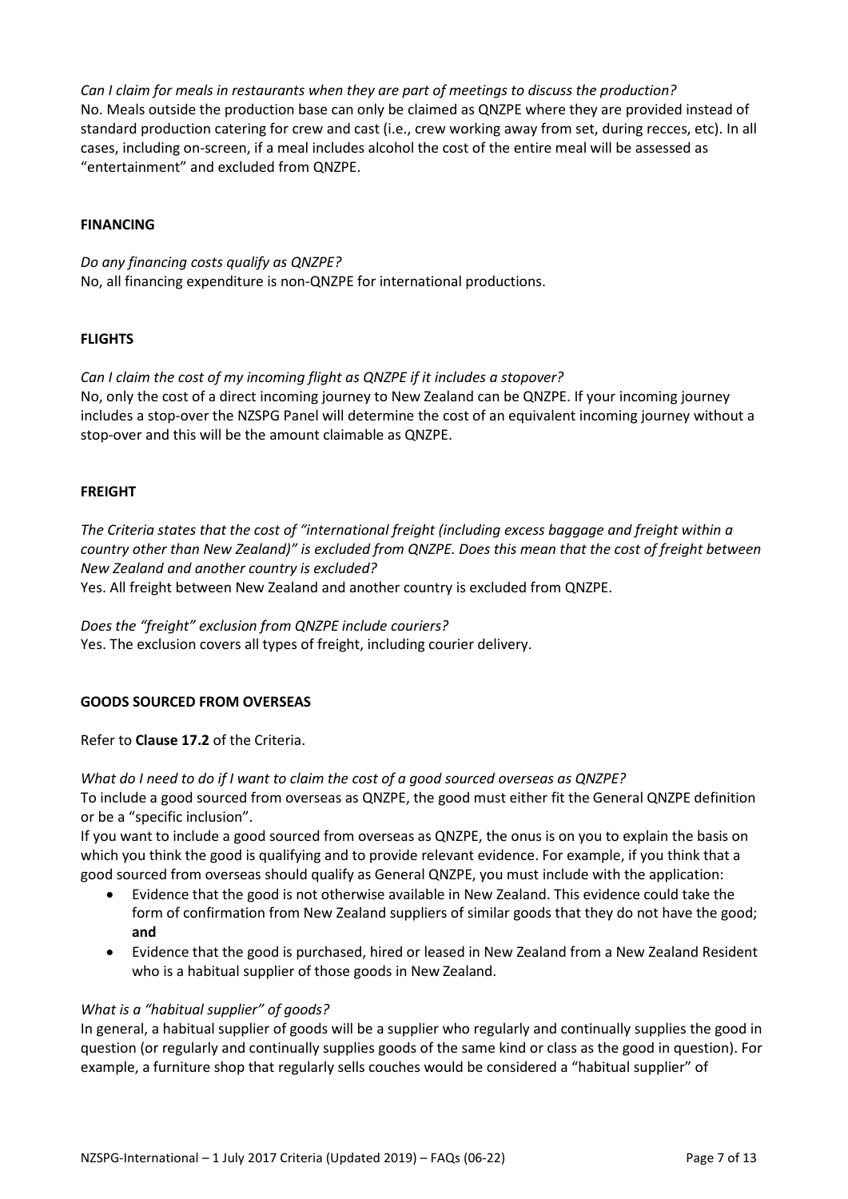*Can I claim for meals in restaurants when they are part of meetings to discuss the production?*
No. Meals outside the production base can only be claimed as QNZPE where they are provided instead of standard production catering for crew and cast (i.e., crew working away from set, during recces, etc). In all cases, including on-screen, if a meal includes alcohol the cost of the entire meal will be assessed as "entertainment" and excluded from QNZPE.

**FINANCING**

*Do any financing costs qualify as QNZPE?*
No, all financing expenditure is non-QNZPE for international productions.

**FLIGHTS**

*Can I claim the cost of my incoming flight as QNZPE if it includes a stopover?*
No, only the cost of a direct incoming journey to New Zealand can be QNZPE. If your incoming journey includes a stop-over the NZSPG Panel will determine the cost of an equivalent incoming journey without a stop-over and this will be the amount claimable as QNZPE.

**FREIGHT**

*The Criteria states that the cost of "international freight (including excess baggage and freight within a country other than New Zealand)" is excluded from QNZPE. Does this mean that the cost of freight between New Zealand and another country is excluded?*
Yes. All freight between New Zealand and another country is excluded from QNZPE.

*Does the "freight" exclusion from QNZPE include couriers?*
Yes. The exclusion covers all types of freight, including courier delivery.

**GOODS SOURCED FROM OVERSEAS**

Refer to **Clause 17.2** of the Criteria.

*What do I need to do if I want to claim the cost of a good sourced overseas as QNZPE?*
To include a good sourced from overseas as QNZPE, the good must either fit the General QNZPE definition or be a "specific inclusion".
If you want to include a good sourced from overseas as QNZPE, the onus is on you to explain the basis on which you think the good is qualifying and to provide relevant evidence. For example, if you think that a good sourced from overseas should qualify as General QNZPE, you must include with the application:

- Evidence that the good is not otherwise available in New Zealand. This evidence could take the form of confirmation from New Zealand suppliers of similar goods that they do not have the good; **and**
- Evidence that the good is purchased, hired or leased in New Zealand from a New Zealand Resident who is a habitual supplier of those goods in New Zealand.

*What is a "habitual supplier" of goods?*
In general, a habitual supplier of goods will be a supplier who regularly and continually supplies the good in question (or regularly and continually supplies goods of the same kind or class as the good in question). For example, a furniture shop that regularly sells couches would be considered a "habitual supplier" of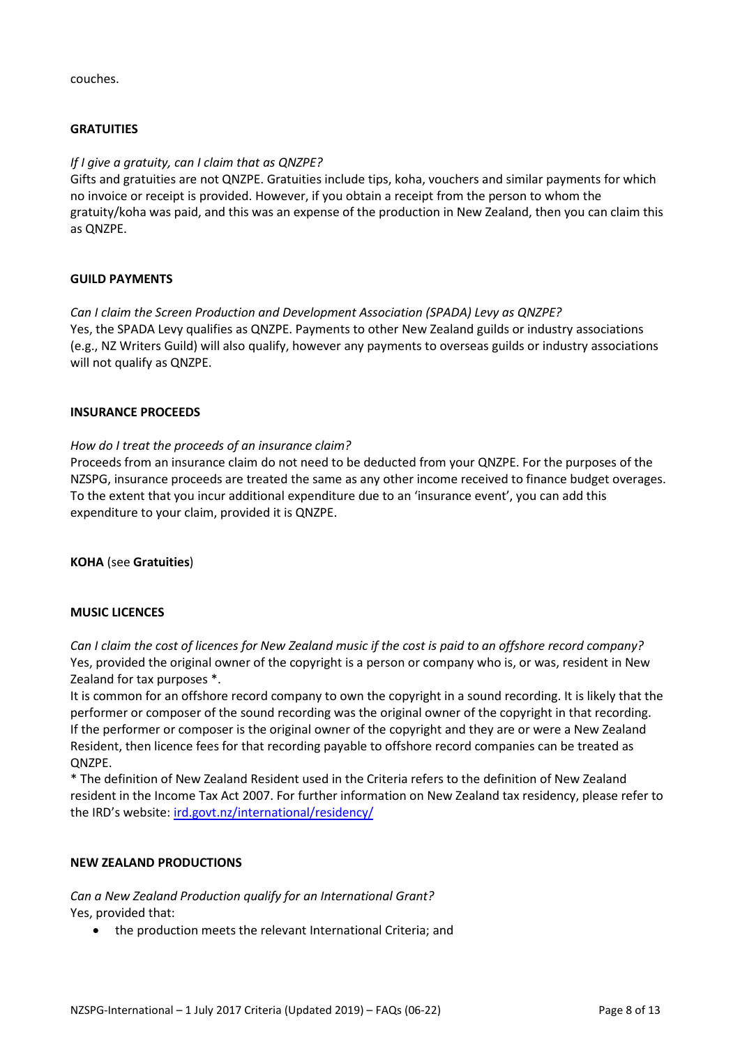couches.

**GRATUITIES**

*If I give a gratuity, can I claim that as QNZPE?*

Gifts and gratuities are not QNZPE. Gratuities include tips, koha, vouchers and similar payments for which no invoice or receipt is provided. However, if you obtain a receipt from the person to whom the gratuity/koha was paid, and this was an expense of the production in New Zealand, then you can claim this as QNZPE.

**GUILD PAYMENTS**

*Can I claim the Screen Production and Development Association (SPADA) Levy as QNZPE?*

Yes, the SPADA Levy qualifies as QNZPE. Payments to other New Zealand guilds or industry associations (e.g., NZ Writers Guild) will also qualify, however any payments to overseas guilds or industry associations will not qualify as QNZPE.

**INSURANCE PROCEEDS**

*How do I treat the proceeds of an insurance claim?*

Proceeds from an insurance claim do not need to be deducted from your QNZPE. For the purposes of the NZSPG, insurance proceeds are treated the same as any other income received to finance budget overages. To the extent that you incur additional expenditure due to an 'insurance event', you can add this expenditure to your claim, provided it is QNZPE.

**KOHA** (see **Gratuities**)

**MUSIC LICENCES**

*Can I claim the cost of licences for New Zealand music if the cost is paid to an offshore record company?*

Yes, provided the original owner of the copyright is a person or company who is, or was, resident in New Zealand for tax purposes *.

It is common for an offshore record company to own the copyright in a sound recording. It is likely that the performer or composer of the sound recording was the original owner of the copyright in that recording. If the performer or composer is the original owner of the copyright and they are or were a New Zealand Resident, then licence fees for that recording payable to offshore record companies can be treated as QNZPE.

* The definition of New Zealand Resident used in the Criteria refers to the definition of New Zealand resident in the Income Tax Act 2007. For further information on New Zealand tax residency, please refer to the IRD's website: [ird.govt.nz/international/residency/](ird.govt.nz/international/residency/)

**NEW ZEALAND PRODUCTIONS**

*Can a New Zealand Production qualify for an International Grant?*

Yes, provided that:

- the production meets the relevant International Criteria; and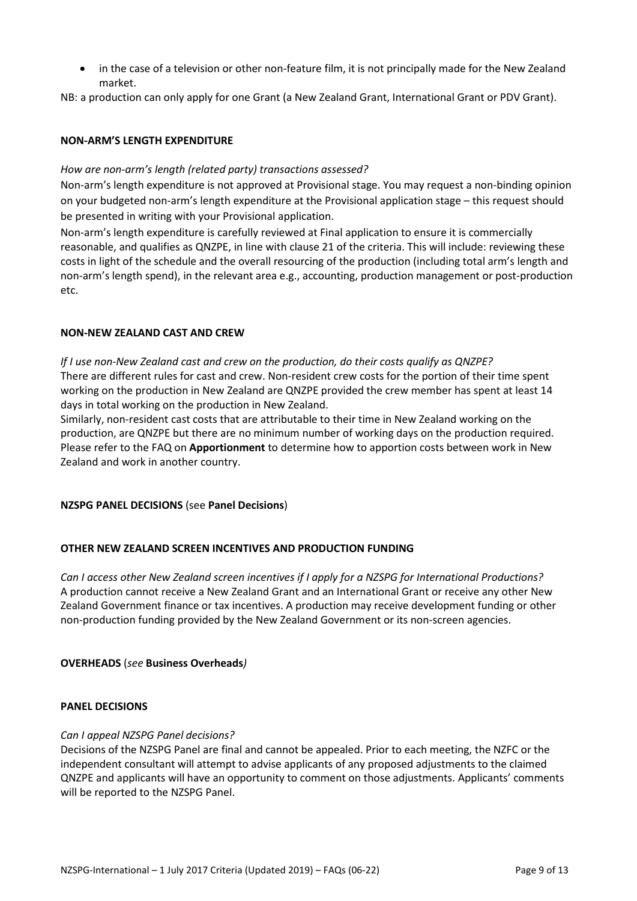- in the case of a television or other non-feature film, it is not principally made for the New Zealand market.

NB: a production can only apply for one Grant (a New Zealand Grant, International Grant or PDV Grant).

**NON-ARM'S LENGTH EXPENDITURE**

*How are non-arm's length (related party) transactions assessed?*

Non-arm's length expenditure is not approved at Provisional stage. You may request a non-binding opinion on your budgeted non-arm's length expenditure at the Provisional application stage – this request should be presented in writing with your Provisional application.

Non-arm's length expenditure is carefully reviewed at Final application to ensure it is commercially reasonable, and qualifies as QNZPE, in line with clause 21 of the criteria. This will include: reviewing these costs in light of the schedule and the overall resourcing of the production (including total arm's length and non-arm's length spend), in the relevant area e.g., accounting, production management or post-production etc.

**NON-NEW ZEALAND CAST AND CREW**

*If I use non-New Zealand cast and crew on the production, do their costs qualify as QNZPE?*

There are different rules for cast and crew. Non-resident crew costs for the portion of their time spent working on the production in New Zealand are QNZPE provided the crew member has spent at least 14 days in total working on the production in New Zealand.

Similarly, non-resident cast costs that are attributable to their time in New Zealand working on the production, are QNZPE but there are no minimum number of working days on the production required. Please refer to the FAQ on **Apportionment** to determine how to apportion costs between work in New Zealand and work in another country.

**NZSPG PANEL DECISIONS** (see **Panel Decisions**)

**OTHER NEW ZEALAND SCREEN INCENTIVES AND PRODUCTION FUNDING**

*Can I access other New Zealand screen incentives if I apply for a NZSPG for International Productions?*

A production cannot receive a New Zealand Grant and an International Grant or receive any other New Zealand Government finance or tax incentives. A production may receive development funding or other non-production funding provided by the New Zealand Government or its non-screen agencies.

**OVERHEADS** (*see* **Business Overheads***)*

**PANEL DECISIONS**

*Can I appeal NZSPG Panel decisions?*

Decisions of the NZSPG Panel are final and cannot be appealed. Prior to each meeting, the NZFC or the independent consultant will attempt to advise applicants of any proposed adjustments to the claimed QNZPE and applicants will have an opportunity to comment on those adjustments. Applicants' comments will be reported to the NZSPG Panel.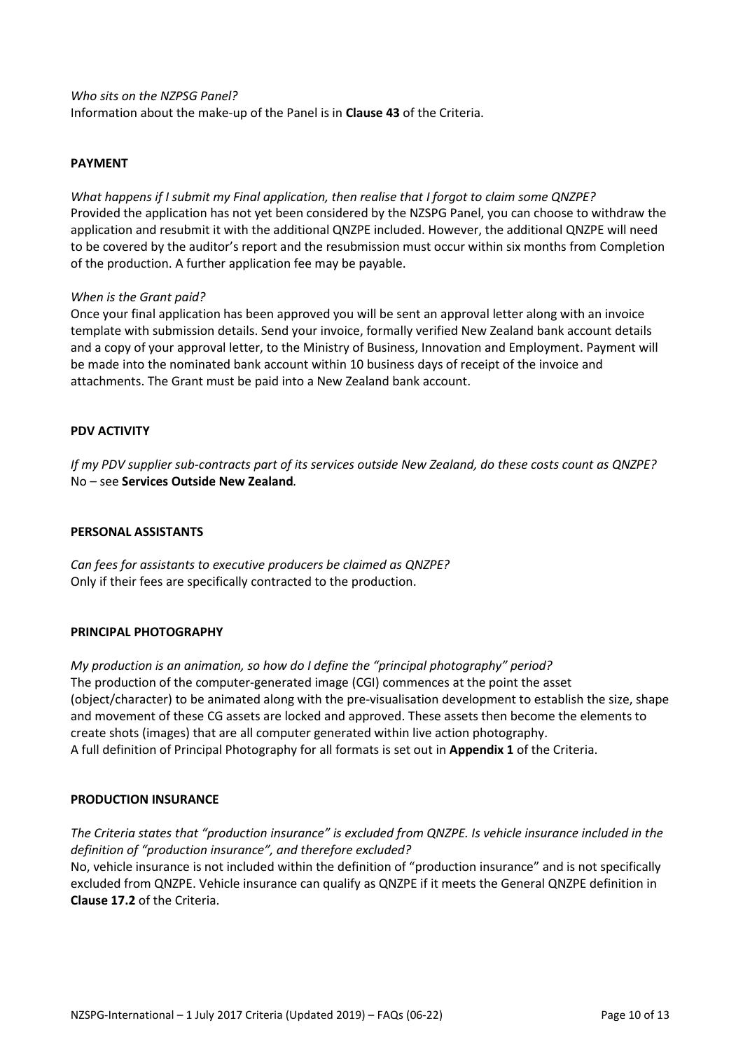*Who sits on the NZPSG Panel?*
Information about the make-up of the Panel is in **Clause 43** of the Criteria.

**PAYMENT**

*What happens if I submit my Final application, then realise that I forgot to claim some QNZPE?*
Provided the application has not yet been considered by the NZSPG Panel, you can choose to withdraw the application and resubmit it with the additional QNZPE included. However, the additional QNZPE will need to be covered by the auditor's report and the resubmission must occur within six months from Completion of the production. A further application fee may be payable.

*When is the Grant paid?*
Once your final application has been approved you will be sent an approval letter along with an invoice template with submission details. Send your invoice, formally verified New Zealand bank account details and a copy of your approval letter, to the Ministry of Business, Innovation and Employment. Payment will be made into the nominated bank account within 10 business days of receipt of the invoice and attachments. The Grant must be paid into a New Zealand bank account.

**PDV ACTIVITY**

*If my PDV supplier sub-contracts part of its services outside New Zealand, do these costs count as QNZPE?*
No – see **Services Outside New Zealand**.

**PERSONAL ASSISTANTS**

*Can fees for assistants to executive producers be claimed as QNZPE?*
Only if their fees are specifically contracted to the production.

**PRINCIPAL PHOTOGRAPHY**

*My production is an animation, so how do I define the "principal photography" period?*
The production of the computer-generated image (CGI) commences at the point the asset (object/character) to be animated along with the pre-visualisation development to establish the size, shape and movement of these CG assets are locked and approved. These assets then become the elements to create shots (images) that are all computer generated within live action photography.
A full definition of Principal Photography for all formats is set out in **Appendix 1** of the Criteria.

**PRODUCTION INSURANCE**

*The Criteria states that "production insurance" is excluded from QNZPE. Is vehicle insurance included in the definition of "production insurance", and therefore excluded?*
No, vehicle insurance is not included within the definition of "production insurance" and is not specifically excluded from QNZPE. Vehicle insurance can qualify as QNZPE if it meets the General QNZPE definition in **Clause 17.2** of the Criteria.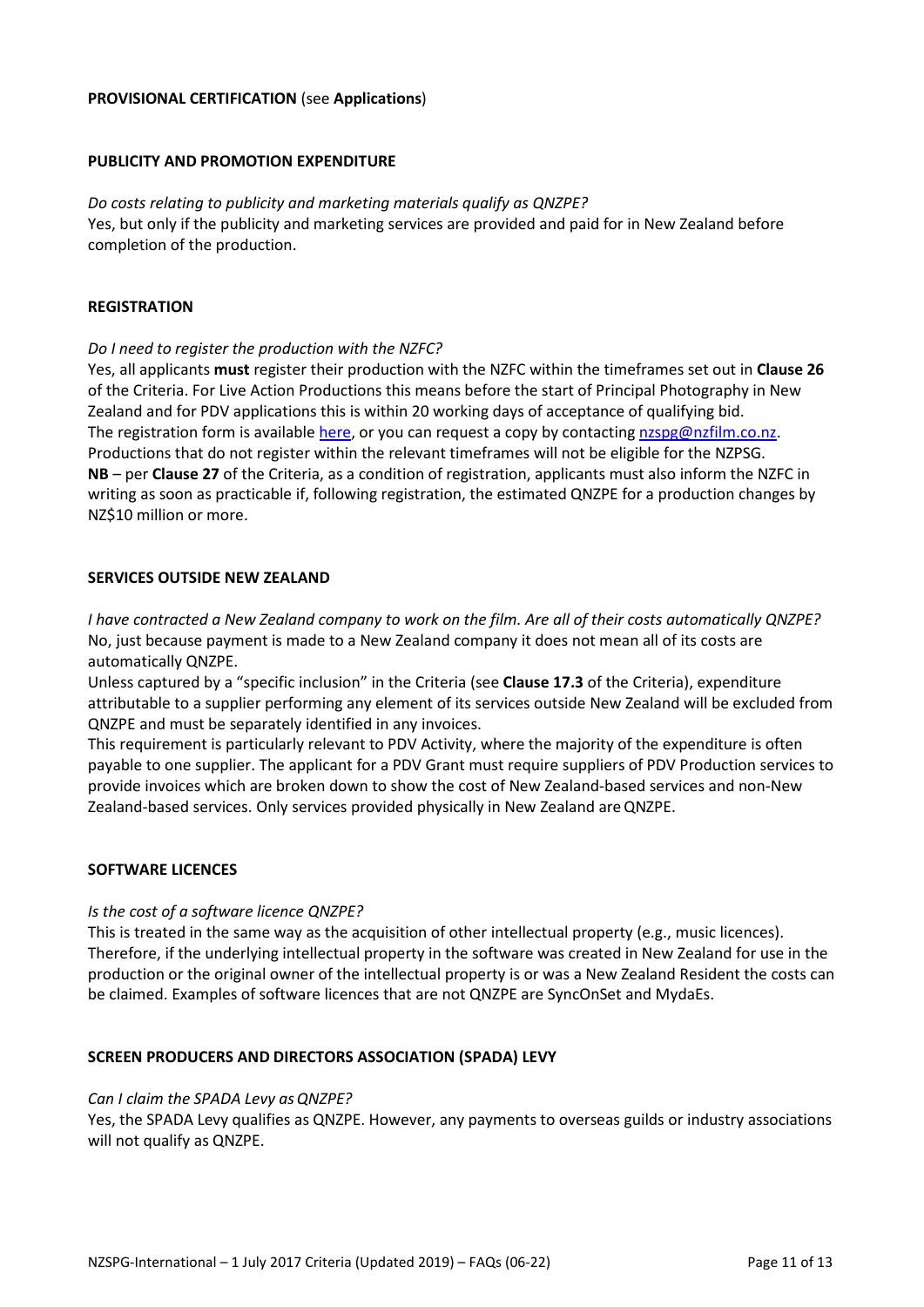**PROVISIONAL CERTIFICATION** (see **Applications**)

**PUBLICITY AND PROMOTION EXPENDITURE**

*Do costs relating to publicity and marketing materials qualify as QNZPE?*
Yes, but only if the publicity and marketing services are provided and paid for in New Zealand before completion of the production.

**REGISTRATION**

*Do I need to register the production with the NZFC?*
Yes, all applicants **must** register their production with the NZFC within the timeframes set out in **Clause 26** of the Criteria. For Live Action Productions this means before the start of Principal Photography in New Zealand and for PDV applications this is within 20 working days of acceptance of qualifying bid.
The registration form is available here, or you can request a copy by contacting nzspg@nzfilm.co.nz.
Productions that do not register within the relevant timeframes will not be eligible for the NZPSG.
**NB** – per **Clause 27** of the Criteria, as a condition of registration, applicants must also inform the NZFC in writing as soon as practicable if, following registration, the estimated QNZPE for a production changes by NZ$10 million or more.

**SERVICES OUTSIDE NEW ZEALAND**

*I have contracted a New Zealand company to work on the film. Are all of their costs automatically QNZPE?*
No, just because payment is made to a New Zealand company it does not mean all of its costs are automatically QNZPE.
Unless captured by a "specific inclusion" in the Criteria (see **Clause 17.3** of the Criteria), expenditure attributable to a supplier performing any element of its services outside New Zealand will be excluded from QNZPE and must be separately identified in any invoices.
This requirement is particularly relevant to PDV Activity, where the majority of the expenditure is often payable to one supplier. The applicant for a PDV Grant must require suppliers of PDV Production services to provide invoices which are broken down to show the cost of New Zealand-based services and non-New Zealand-based services. Only services provided physically in New Zealand are QNZPE.

**SOFTWARE LICENCES**

*Is the cost of a software licence QNZPE?*
This is treated in the same way as the acquisition of other intellectual property (e.g., music licences). Therefore, if the underlying intellectual property in the software was created in New Zealand for use in the production or the original owner of the intellectual property is or was a New Zealand Resident the costs can be claimed. Examples of software licences that are not QNZPE are SyncOnSet and MydaEs.

**SCREEN PRODUCERS AND DIRECTORS ASSOCIATION (SPADA) LEVY**

*Can I claim the SPADA Levy as QNZPE?*
Yes, the SPADA Levy qualifies as QNZPE. However, any payments to overseas guilds or industry associations will not qualify as QNZPE.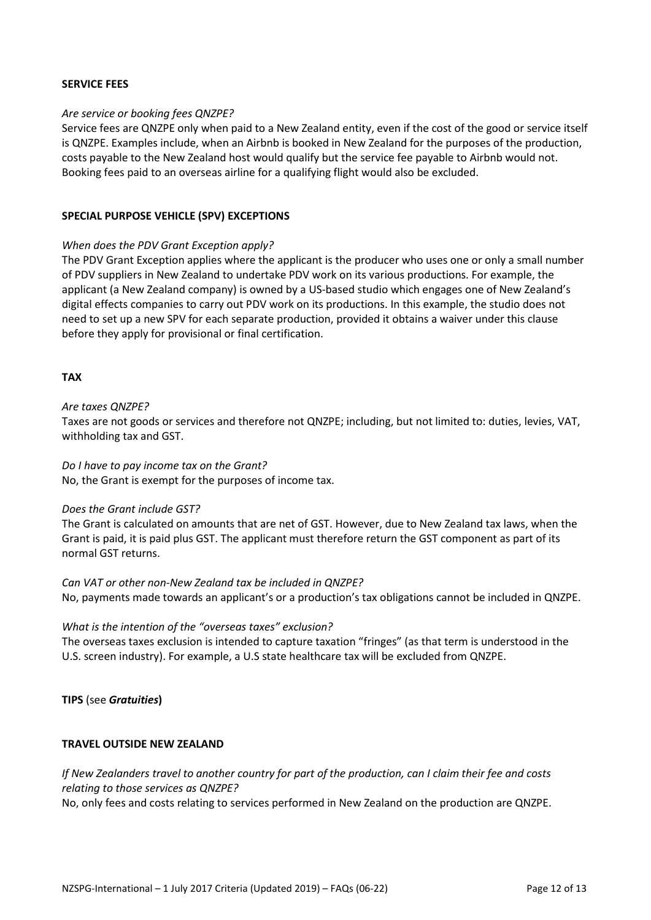## SERVICE FEES

*Are service or booking fees QNZPE?*

Service fees are QNZPE only when paid to a New Zealand entity, even if the cost of the good or service itself is QNZPE. Examples include, when an Airbnb is booked in New Zealand for the purposes of the production, costs payable to the New Zealand host would qualify but the service fee payable to Airbnb would not. Booking fees paid to an overseas airline for a qualifying flight would also be excluded.

## SPECIAL PURPOSE VEHICLE (SPV) EXCEPTIONS

*When does the PDV Grant Exception apply?*

The PDV Grant Exception applies where the applicant is the producer who uses one or only a small number of PDV suppliers in New Zealand to undertake PDV work on its various productions. For example, the applicant (a New Zealand company) is owned by a US-based studio which engages one of New Zealand's digital effects companies to carry out PDV work on its productions. In this example, the studio does not need to set up a new SPV for each separate production, provided it obtains a waiver under this clause before they apply for provisional or final certification.

## TAX

*Are taxes QNZPE?*

Taxes are not goods or services and therefore not QNZPE; including, but not limited to: duties, levies, VAT, withholding tax and GST.

*Do I have to pay income tax on the Grant?*

No, the Grant is exempt for the purposes of income tax.

*Does the Grant include GST?*

The Grant is calculated on amounts that are net of GST. However, due to New Zealand tax laws, when the Grant is paid, it is paid plus GST. The applicant must therefore return the GST component as part of its normal GST returns.

*Can VAT or other non-New Zealand tax be included in QNZPE?*

No, payments made towards an applicant's or a production's tax obligations cannot be included in QNZPE.

*What is the intention of the "overseas taxes" exclusion?*

The overseas taxes exclusion is intended to capture taxation "fringes" (as that term is understood in the U.S. screen industry). For example, a U.S state healthcare tax will be excluded from QNZPE.

## TIPS (see *Gratuities*)

## TRAVEL OUTSIDE NEW ZEALAND

*If New Zealanders travel to another country for part of the production, can I claim their fee and costs relating to those services as QNZPE?*

No, only fees and costs relating to services performed in New Zealand on the production are QNZPE.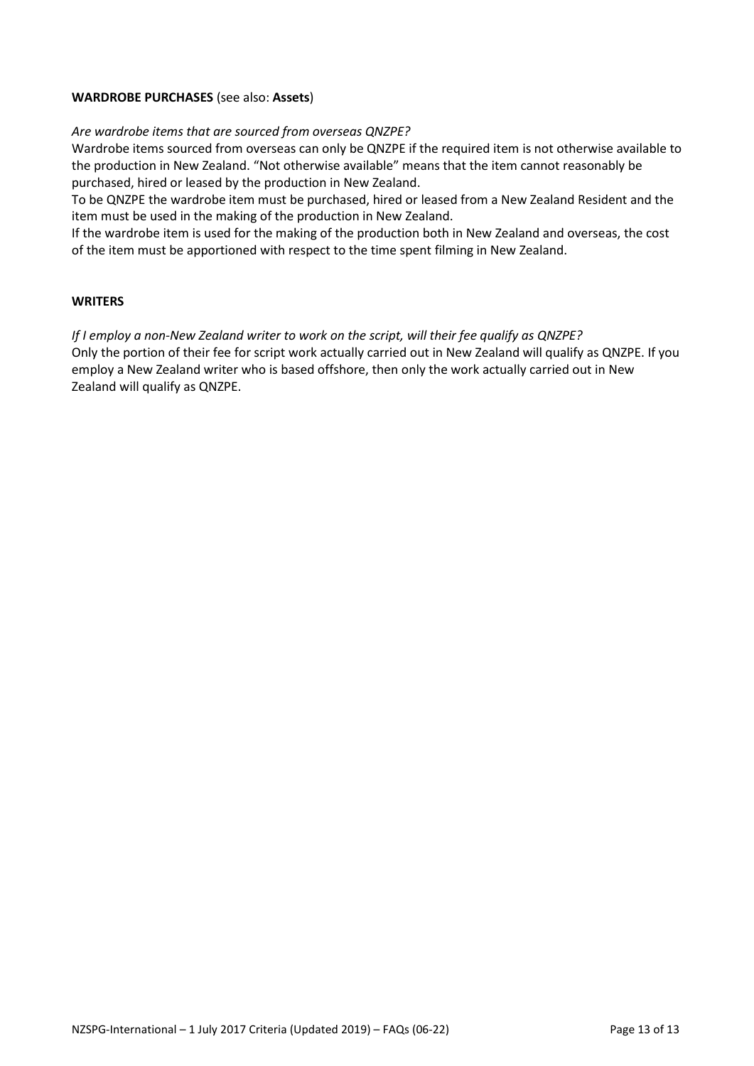**WARDROBE PURCHASES** (see also: **Assets**)

*Are wardrobe items that are sourced from overseas QNZPE?*

Wardrobe items sourced from overseas can only be QNZPE if the required item is not otherwise available to the production in New Zealand. "Not otherwise available" means that the item cannot reasonably be purchased, hired or leased by the production in New Zealand.

To be QNZPE the wardrobe item must be purchased, hired or leased from a New Zealand Resident and the item must be used in the making of the production in New Zealand.

If the wardrobe item is used for the making of the production both in New Zealand and overseas, the cost of the item must be apportioned with respect to the time spent filming in New Zealand.

**WRITERS**

*If I employ a non-New Zealand writer to work on the script, will their fee qualify as QNZPE?*

Only the portion of their fee for script work actually carried out in New Zealand will qualify as QNZPE. If you employ a New Zealand writer who is based offshore, then only the work actually carried out in New Zealand will qualify as QNZPE.